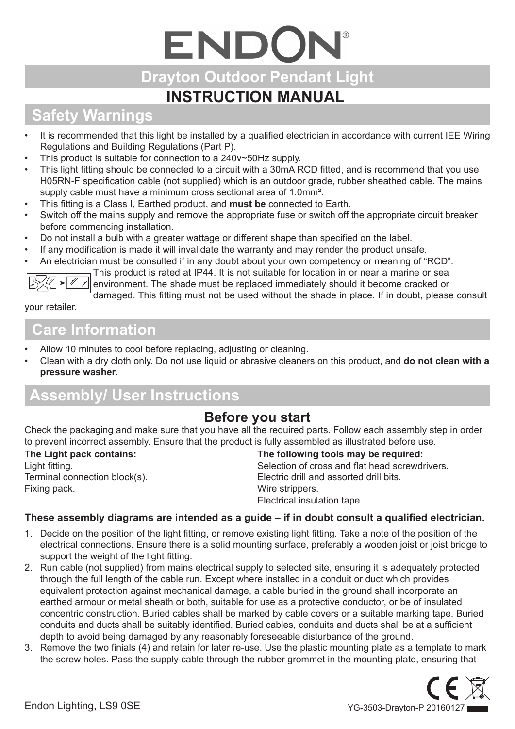# ENDON

## Drayton Outdoor Pendant Light

## INSTRUCTION MANUAL

## Safety Warnings

- It is recommended that this light be installed by a qualified electrician in accordance with current IEE Wiring Regulations and Building Regulations (Part P).
- This product is suitable for connection to a 240v~50Hz supply.
- This light fitting should be connected to a circuit with a 30mA RCD fitted, and is recommend that you use H05RN-F specification cable (not supplied) which is an outdoor grade, rubber sheathed cable. The mains supply cable must have a minimum cross sectional area of 1.0mm².
- This fitting is a Class I, Earthed product, and **must be** connected to Earth.
- Switch off the mains supply and remove the appropriate fuse or switch off the appropriate circuit breaker before commencing installation.
- Do not install a bulb with a greater wattage or different shape than specified on the label.
- If any modification is made it will invalidate the warranty and may render the product unsafe.
- An electrician must be consulted if in any doubt about your own competency or meaning of "RCD".

This product is rated at IP44. It is not suitable for location in or near a marine or sea environment. The shade must be replaced immediately should it become cracked or damaged. This fitting must not be used without the shade in place. If in doubt, please consult your retailer.

## Care Information

- Allow 10 minutes to cool before replacing, adjusting or cleaning.
- Clean with a dry cloth only. Do not use liquid or abrasive cleaners on this product, and **do not clean with a pressure washer.**

## Assembly/ User Instructions

### Before you start

Check the packaging and make sure that you have all the required parts. Follow each assembly step in order to prevent incorrect assembly. Ensure that the product is fully assembled as illustrated before use.

**The Light pack contains:**
Light fitting.
Terminal connection block(s).
Fixing pack.

**The following tools may be required:**
Selection of cross and flat head screwdrivers.
Electric drill and assorted drill bits.
Wire strippers.
Electrical insulation tape.

**These assembly diagrams are intended as a guide – if in doubt consult a qualified electrician.**

1. Decide on the position of the light fitting, or remove existing light fitting. Take a note of the position of the electrical connections. Ensure there is a solid mounting surface, preferably a wooden joist or joist bridge to support the weight of the light fitting.
2. Run cable (not supplied) from mains electrical supply to selected site, ensuring it is adequately protected through the full length of the cable run. Except where installed in a conduit or duct which provides equivalent protection against mechanical damage, a cable buried in the ground shall incorporate an earthed armour or metal sheath or both, suitable for use as a protective conductor, or be of insulated concentric construction. Buried cables shall be marked by cable covers or a suitable marking tape. Buried conduits and ducts shall be suitably identified. Buried cables, conduits and ducts shall be at a sufficient depth to avoid being damaged by any reasonably foreseeable disturbance of the ground.
3. Remove the two finials (4) and retain for later re-use. Use the plastic mounting plate as a template to mark the screw holes. Pass the supply cable through the rubber grommet in the mounting plate, ensuring that

Endon Lighting, LS9 0SE

YG-3503-Drayton-P 20160127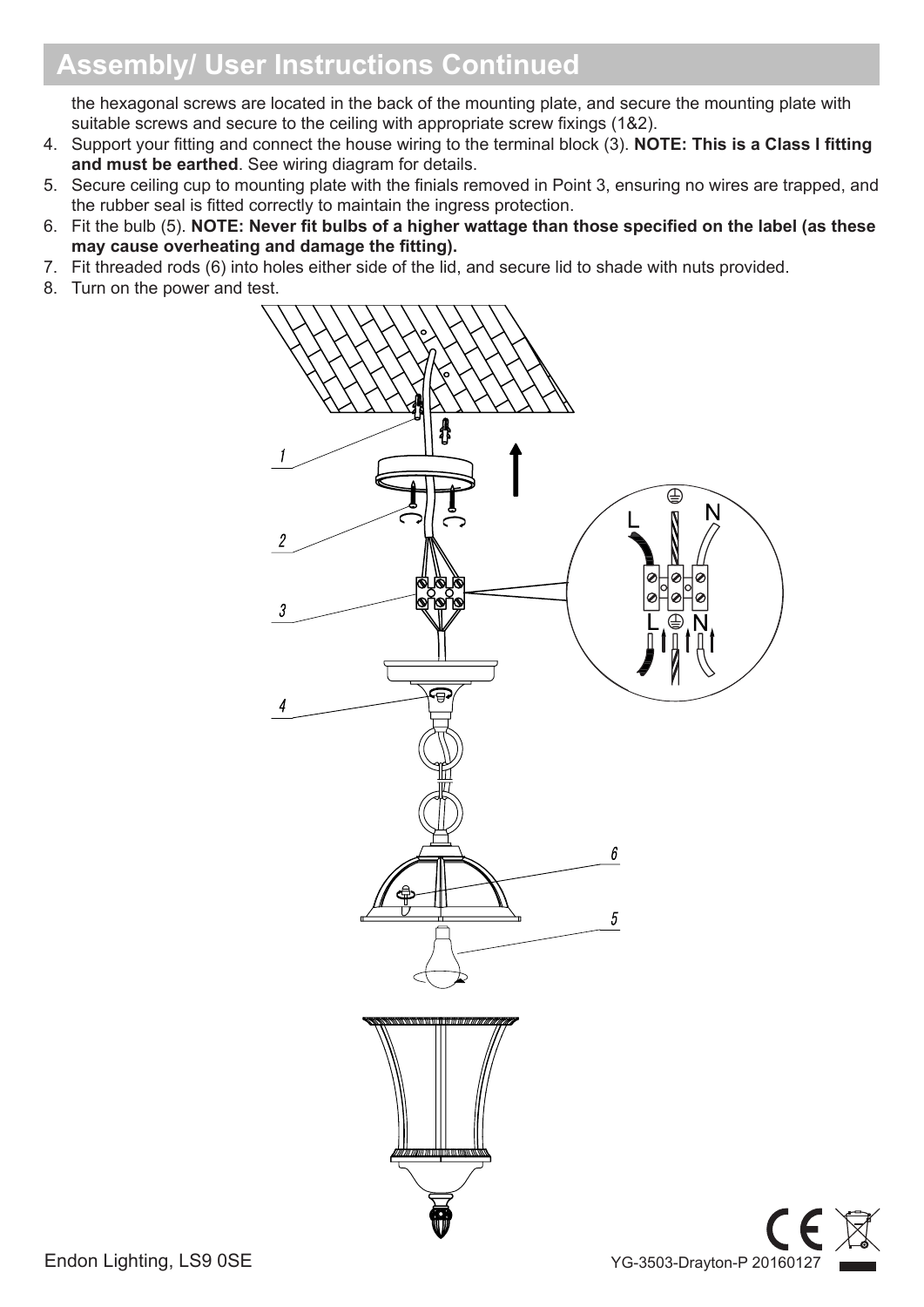## Assembly/ User Instructions Continued

the hexagonal screws are located in the back of the mounting plate, and secure the mounting plate with suitable screws and secure to the ceiling with appropriate screw fixings (1&2).

4. Support your fitting and connect the house wiring to the terminal block (3). **NOTE: This is a Class I fitting and must be earthed**. See wiring diagram for details.
5. Secure ceiling cup to mounting plate with the finials removed in Point 3, ensuring no wires are trapped, and the rubber seal is fitted correctly to maintain the ingress protection.
6. Fit the bulb (5). **NOTE: Never fit bulbs of a higher wattage than those specified on the label (as these may cause overheating and damage the fitting).**
7. Fit threaded rods (6) into holes either side of the lid, and secure lid to shade with nuts provided.
8. Turn on the power and test.

1
2
3
4
6
5
L
N
L
N

Endon Lighting, LS9 0SE

YG-3503-Drayton-P 20160127